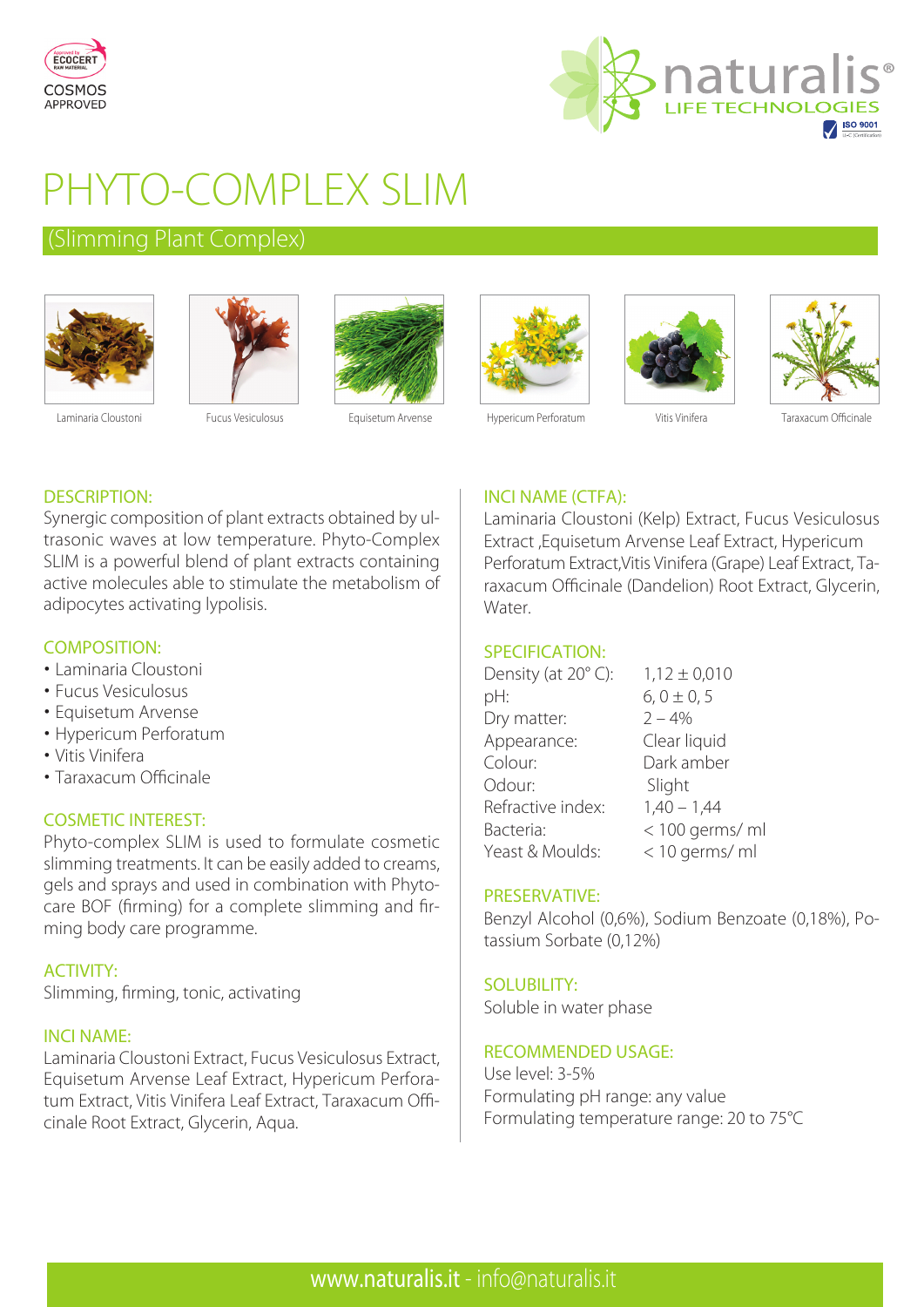ECOCERT COSMOS APPROVED

naturalis® LIFE TECHNOLOGIES

ISO 9001

# PHYTO-COMPLEX SLIM

## (Slimming Plant Complex)

Laminaria Cloustoni | Fucus Vesiculosus | Equisetum Arvense | Hypericum Perforatum | Vitis Vinifera | Taraxacum Officinale

### DESCRIPTION:

Synergic composition of plant extracts obtained by ultrasonic waves at low temperature. Phyto-Complex SLIM is a powerful blend of plant extracts containing active molecules able to stimulate the metabolism of adipocytes activating lypolisis.

### COMPOSITION:

- Laminaria Cloustoni
- Fucus Vesiculosus
- Equisetum Arvense
- Hypericum Perforatum
- Vitis Vinifera
- Taraxacum Officinale

### COSMETIC INTEREST:

Phyto-complex SLIM is used to formulate cosmetic slimming treatments. It can be easily added to creams, gels and sprays and used in combination with Phyto-care BOF (firming) for a complete slimming and firming body care programme.

### ACTIVITY:

Slimming, firming, tonic, activating

### INCI NAME:

Laminaria Cloustoni Extract, Fucus Vesiculosus Extract, Equisetum Arvense Leaf Extract, Hypericum Perforatum Extract, Vitis Vinifera Leaf Extract, Taraxacum Officinale Root Extract, Glycerin, Aqua.

### INCI NAME (CTFA):

Laminaria Cloustoni (Kelp) Extract, Fucus Vesiculosus Extract ,Equisetum Arvense Leaf Extract, Hypericum Perforatum Extract,Vitis Vinifera (Grape) Leaf Extract, Taraxacum Officinale (Dandelion) Root Extract, Glycerin, Water.

### SPECIFICATION:

| | |
|---|---|
| Density (at 20° C): | 1,12 ± 0,010 |
| pH: | 6, 0 ± 0, 5 |
| Dry matter: | 2 – 4% |
| Appearance: | Clear liquid |
| Colour: | Dark amber |
| Odour: | Slight |
| Refractive index: | 1,40 – 1,44 |
| Bacteria: | < 100 germs/ ml |
| Yeast & Moulds: | < 10 germs/ ml |

### PRESERVATIVE:

Benzyl Alcohol (0,6%), Sodium Benzoate (0,18%), Potassium Sorbate (0,12%)

### SOLUBILITY:

Soluble in water phase

### RECOMMENDED USAGE:

Use level: 3-5%
Formulating pH range: any value
Formulating temperature range: 20 to 75°C

www.naturalis.it - info@naturalis.it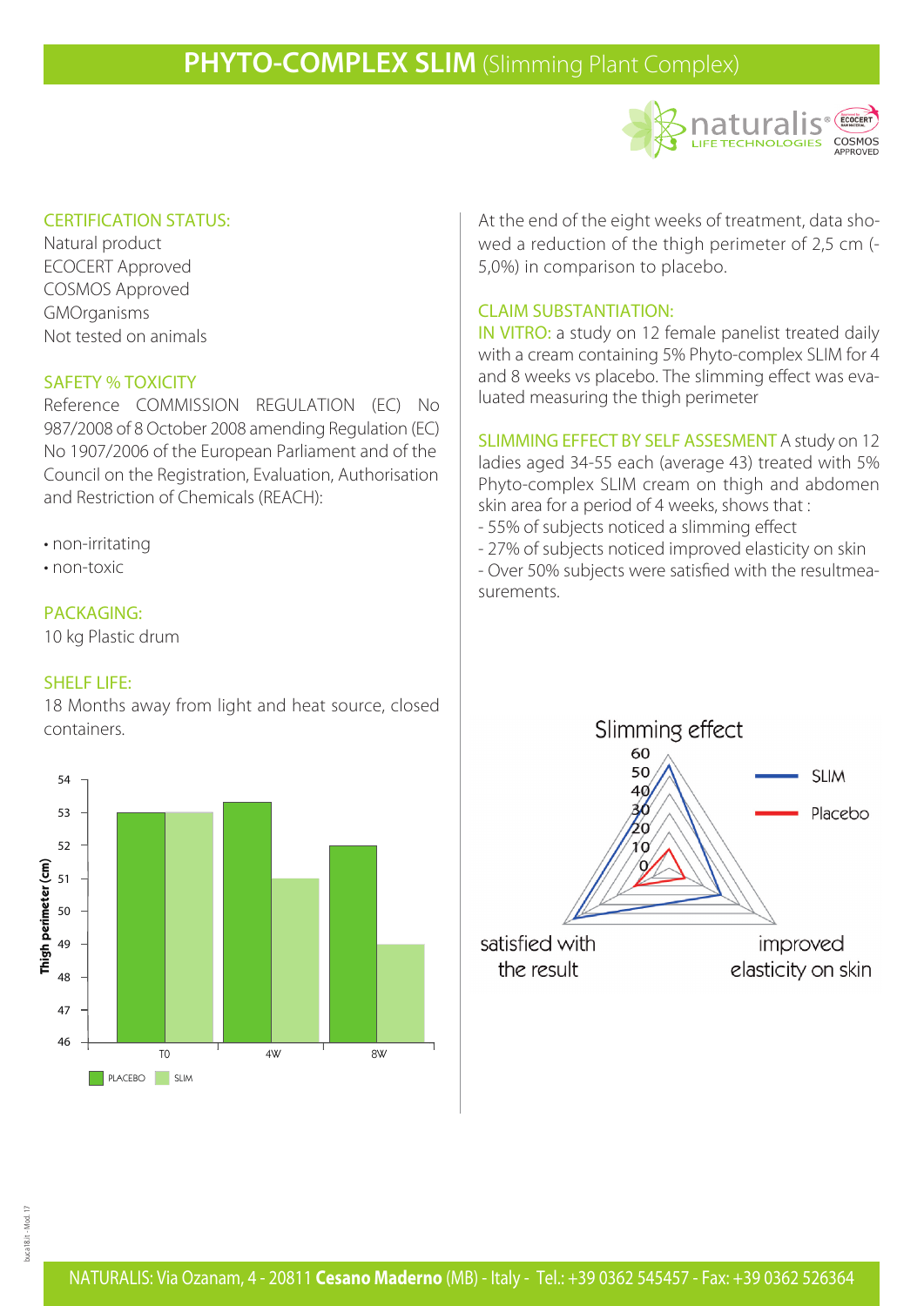# PHYTO-COMPLEX SLIM (Slimming Plant Complex)

naturalis® LIFE TECHNOLOGIES

ECOCERT COSMOS APPROVED

CERTIFICATION STATUS:

Natural product
ECOCERT Approved
COSMOS Approved
GMOrganisms
Not tested on animals

SAFETY % TOXICITY

Reference COMMISSION REGULATION (EC) No 987/2008 of 8 October 2008 amending Regulation (EC) No 1907/2006 of the European Parliament and of the Council on the Registration, Evaluation, Authorisation and Restriction of Chemicals (REACH):

- non-irritating
- non-toxic

PACKAGING:

10 kg Plastic drum

SHELF LIFE:

18 Months away from light and heat source, closed containers.

Thigh perimeter (cm)
54
53
52
51
50
49
48
47
46
T0
4W
8W
PLACEBO
SLIM

At the end of the eight weeks of treatment, data showed a reduction of the thigh perimeter of 2,5 cm (-5,0%) in comparison to placebo.

CLAIM SUBSTANTIATION:

IN VITRO: a study on 12 female panelist treated daily with a cream containing 5% Phyto-complex SLIM for 4 and 8 weeks vs placebo. The slimming effect was evaluated measuring the thigh perimeter

SLIMMING EFFECT BY SELF ASSESMENT A study on 12 ladies aged 34-55 each (average 43) treated with 5% Phyto-complex SLIM cream on thigh and abdomen skin area for a period of 4 weeks, shows that :

- 55% of subjects noticed a slimming effect
- 27% of subjects noticed improved elasticity on skin
- Over 50% subjects were satisfied with the resultmeasurements.

Slimming effect
60
50
40
30
20
10
0
SLIM
Placebo
satisfied with the result
improved elasticity on skin

NATURALIS: Via Ozanam, 4 - 20811 **Cesano Maderno** (MB) - Italy - Tel.: +39 0362 545457 - Fax: +39 0362 526364